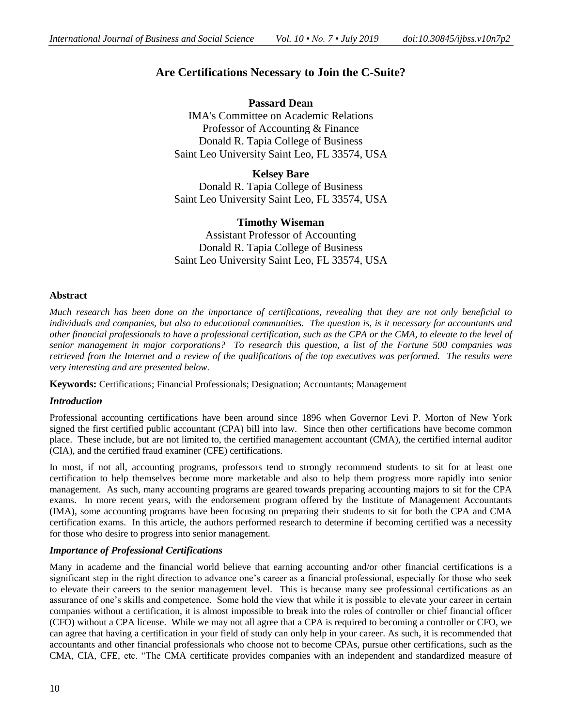# Are Certifications Necessary to Join the C-Suite?

**Passard Dean**
IMA's Committee on Academic Relations
Professor of Accounting & Finance
Donald R. Tapia College of Business
Saint Leo University Saint Leo, FL 33574, USA

**Kelsey Bare**
Donald R. Tapia College of Business
Saint Leo University Saint Leo, FL 33574, USA

**Timothy Wiseman**
Assistant Professor of Accounting
Donald R. Tapia College of Business
Saint Leo University Saint Leo, FL 33574, USA

## Abstract

*Much research has been done on the importance of certifications, revealing that they are not only beneficial to individuals and companies, but also to educational communities. The question is, is it necessary for accountants and other financial professionals to have a professional certification, such as the CPA or the CMA, to elevate to the level of senior management in major corporations? To research this question, a list of the Fortune 500 companies was retrieved from the Internet and a review of the qualifications of the top executives was performed. The results were very interesting and are presented below.*

**Keywords:** Certifications; Financial Professionals; Designation; Accountants; Management

### *Introduction*

Professional accounting certifications have been around since 1896 when Governor Levi P. Morton of New York signed the first certified public accountant (CPA) bill into law. Since then other certifications have become common place. These include, but are not limited to, the certified management accountant (CMA), the certified internal auditor (CIA), and the certified fraud examiner (CFE) certifications.

In most, if not all, accounting programs, professors tend to strongly recommend students to sit for at least one certification to help themselves become more marketable and also to help them progress more rapidly into senior management. As such, many accounting programs are geared towards preparing accounting majors to sit for the CPA exams. In more recent years, with the endorsement program offered by the Institute of Management Accountants (IMA), some accounting programs have been focusing on preparing their students to sit for both the CPA and CMA certification exams. In this article, the authors performed research to determine if becoming certified was a necessity for those who desire to progress into senior management.

### *Importance of Professional Certifications*

Many in academe and the financial world believe that earning accounting and/or other financial certifications is a significant step in the right direction to advance one's career as a financial professional, especially for those who seek to elevate their careers to the senior management level. This is because many see professional certifications as an assurance of one's skills and competence. Some hold the view that while it is possible to elevate your career in certain companies without a certification, it is almost impossible to break into the roles of controller or chief financial officer (CFO) without a CPA license. While we may not all agree that a CPA is required to becoming a controller or CFO, we can agree that having a certification in your field of study can only help in your career. As such, it is recommended that accountants and other financial professionals who choose not to become CPAs, pursue other certifications, such as the CMA, CIA, CFE, etc. "The CMA certificate provides companies with an independent and standardized measure of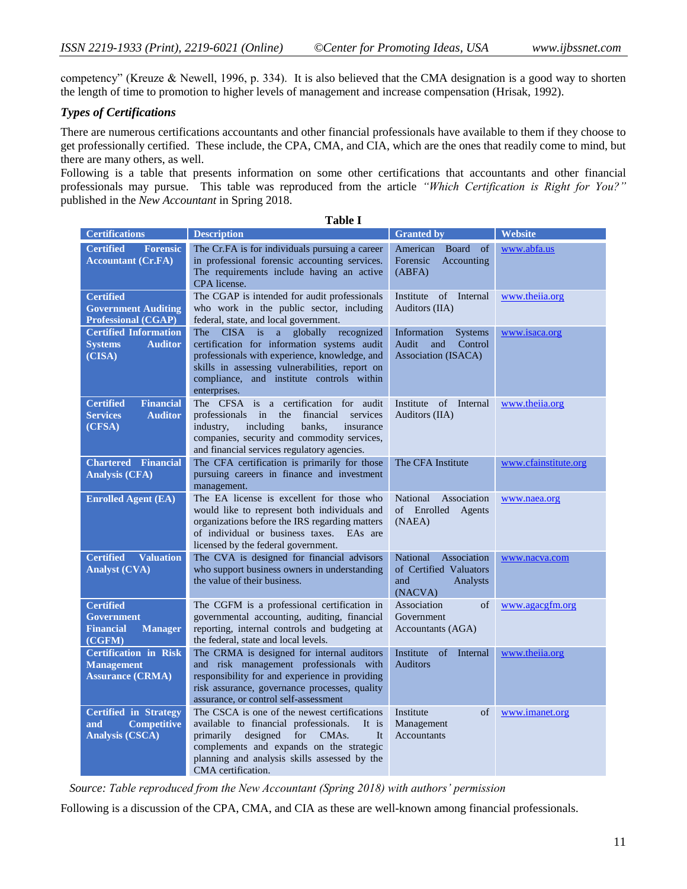competency" (Kreuze & Newell, 1996, p. 334). It is also believed that the CMA designation is a good way to shorten the length of time to promotion to higher levels of management and increase compensation (Hrisak, 1992).

### *Types of Certifications*

There are numerous certifications accountants and other financial professionals have available to them if they choose to get professionally certified. These include, the CPA, CMA, and CIA, which are the ones that readily come to mind, but there are many others, as well.

Following is a table that presents information on some other certifications that accountants and other financial professionals may pursue. This table was reproduced from the article *"Which Certification is Right for You?"* published in the *New Accountant* in Spring 2018.

**Table I**

| Certifications | Description | Granted by | Website |
|---|---|---|---|
| **Certified Forensic Accountant (Cr.FA)** | The Cr.FA is for individuals pursuing a career in professional forensic accounting services. The requirements include having an active CPA license. | American Board of Forensic Accounting (ABFA) | www.abfa.us |
| **Certified Government Auditing Professional (CGAP)** | The CGAP is intended for audit professionals who work in the public sector, including federal, state, and local government. | Institute of Internal Auditors (IIA) | www.theiia.org |
| **Certified Information Systems Auditor (CISA)** | The CISA is a globally recognized certification for information systems audit professionals with experience, knowledge, and skills in assessing vulnerabilities, report on compliance, and institute controls within enterprises. | Information Systems Audit and Control Association (ISACA) | www.isaca.org |
| **Certified Financial Services Auditor (CFSA)** | The CFSA is a certification for audit professionals in the financial services industry, including banks, insurance companies, security and commodity services, and financial services regulatory agencies. | Institute of Internal Auditors (IIA) | www.theiia.org |
| **Chartered Financial Analysis (CFA)** | The CFA certification is primarily for those pursuing careers in finance and investment management. | The CFA Institute | www.cfainstitute.org |
| **Enrolled Agent (EA)** | The EA license is excellent for those who would like to represent both individuals and organizations before the IRS regarding matters of individual or business taxes. EAs are licensed by the federal government. | National Association of Enrolled Agents (NAEA) | www.naea.org |
| **Certified Valuation Analyst (CVA)** | The CVA is designed for financial advisors who support business owners in understanding the value of their business. | National Association of Certified Valuators and Analysts (NACVA) | www.nacva.com |
| **Certified Government Financial Manager (CGFM)** | The CGFM is a professional certification in governmental accounting, auditing, financial reporting, internal controls and budgeting at the federal, state and local levels. | Association of Government Accountants (AGA) | www.agacgfm.org |
| **Certification in Risk Management Assurance (CRMA)** | The CRMA is designed for internal auditors and risk management professionals with responsibility for and experience in providing risk assurance, governance processes, quality assurance, or control self-assessment | Institute of Internal Auditors | www.theiia.org |
| **Certified in Strategy and Competitive Analysis (CSCA)** | The CSCA is one of the newest certifications available to financial professionals. It is primarily designed for CMAs. It complements and expands on the strategic planning and analysis skills assessed by the CMA certification. | Institute of Management Accountants | www.imanet.org |

*Source: Table reproduced from the New Accountant (Spring 2018) with authors' permission*

Following is a discussion of the CPA, CMA, and CIA as these are well-known among financial professionals.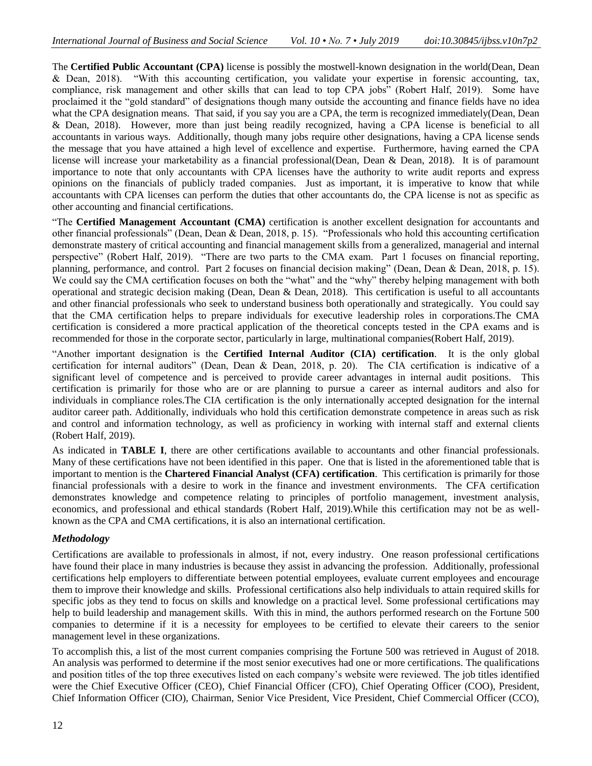The **Certified Public Accountant (CPA)** license is possibly the mostwell-known designation in the world(Dean, Dean & Dean, 2018). "With this accounting certification, you validate your expertise in forensic accounting, tax, compliance, risk management and other skills that can lead to top CPA jobs" (Robert Half, 2019). Some have proclaimed it the "gold standard" of designations though many outside the accounting and finance fields have no idea what the CPA designation means. That said, if you say you are a CPA, the term is recognized immediately(Dean, Dean & Dean, 2018). However, more than just being readily recognized, having a CPA license is beneficial to all accountants in various ways. Additionally, though many jobs require other designations, having a CPA license sends the message that you have attained a high level of excellence and expertise. Furthermore, having earned the CPA license will increase your marketability as a financial professional(Dean, Dean & Dean, 2018). It is of paramount importance to note that only accountants with CPA licenses have the authority to write audit reports and express opinions on the financials of publicly traded companies. Just as important, it is imperative to know that while accountants with CPA licenses can perform the duties that other accountants do, the CPA license is not as specific as other accounting and financial certifications.

"The **Certified Management Accountant (CMA)** certification is another excellent designation for accountants and other financial professionals" (Dean, Dean & Dean, 2018, p. 15). "Professionals who hold this accounting certification demonstrate mastery of critical accounting and financial management skills from a generalized, managerial and internal perspective" (Robert Half, 2019). "There are two parts to the CMA exam. Part 1 focuses on financial reporting, planning, performance, and control. Part 2 focuses on financial decision making" (Dean, Dean & Dean, 2018, p. 15). We could say the CMA certification focuses on both the "what" and the "why" thereby helping management with both operational and strategic decision making (Dean, Dean & Dean, 2018). This certification is useful to all accountants and other financial professionals who seek to understand business both operationally and strategically. You could say that the CMA certification helps to prepare individuals for executive leadership roles in corporations.The CMA certification is considered a more practical application of the theoretical concepts tested in the CPA exams and is recommended for those in the corporate sector, particularly in large, multinational companies(Robert Half, 2019).

"Another important designation is the **Certified Internal Auditor (CIA) certification**. It is the only global certification for internal auditors" (Dean, Dean & Dean, 2018, p. 20). The CIA certification is indicative of a significant level of competence and is perceived to provide career advantages in internal audit positions. This certification is primarily for those who are or are planning to pursue a career as internal auditors and also for individuals in compliance roles.The CIA certification is the only internationally accepted designation for the internal auditor career path. Additionally, individuals who hold this certification demonstrate competence in areas such as risk and control and information technology, as well as proficiency in working with internal staff and external clients (Robert Half, 2019).

As indicated in **TABLE I**, there are other certifications available to accountants and other financial professionals. Many of these certifications have not been identified in this paper. One that is listed in the aforementioned table that is important to mention is the **Chartered Financial Analyst (CFA) certification**. This certification is primarily for those financial professionals with a desire to work in the finance and investment environments. The CFA certification demonstrates knowledge and competence relating to principles of portfolio management, investment analysis, economics, and professional and ethical standards (Robert Half, 2019).While this certification may not be as well-known as the CPA and CMA certifications, it is also an international certification.

### *Methodology*

Certifications are available to professionals in almost, if not, every industry. One reason professional certifications have found their place in many industries is because they assist in advancing the profession. Additionally, professional certifications help employers to differentiate between potential employees, evaluate current employees and encourage them to improve their knowledge and skills. Professional certifications also help individuals to attain required skills for specific jobs as they tend to focus on skills and knowledge on a practical level. Some professional certifications may help to build leadership and management skills. With this in mind, the authors performed research on the Fortune 500 companies to determine if it is a necessity for employees to be certified to elevate their careers to the senior management level in these organizations.

To accomplish this, a list of the most current companies comprising the Fortune 500 was retrieved in August of 2018. An analysis was performed to determine if the most senior executives had one or more certifications. The qualifications and position titles of the top three executives listed on each company's website were reviewed. The job titles identified were the Chief Executive Officer (CEO), Chief Financial Officer (CFO), Chief Operating Officer (COO), President, Chief Information Officer (CIO), Chairman, Senior Vice President, Vice President, Chief Commercial Officer (CCO),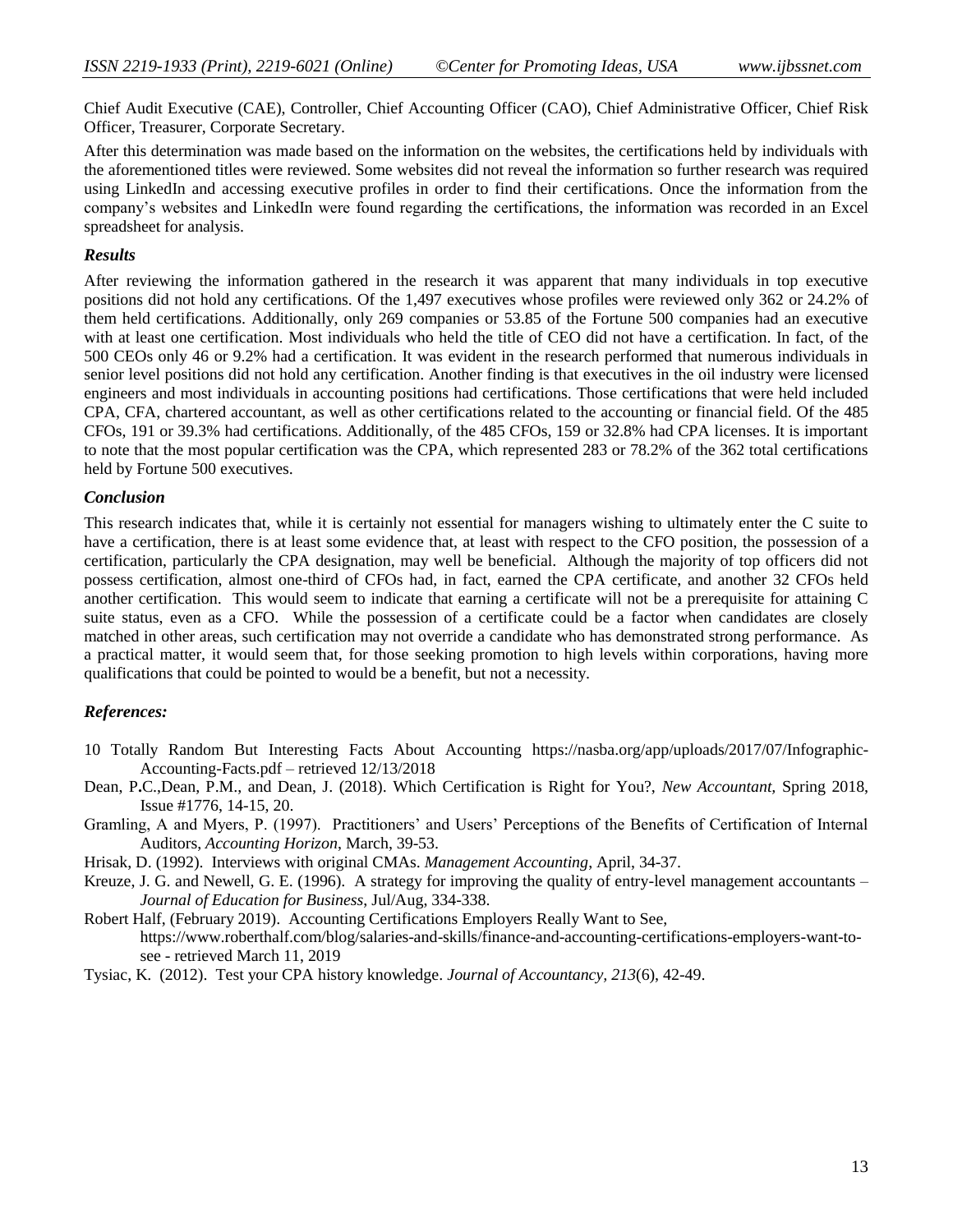Chief Audit Executive (CAE), Controller, Chief Accounting Officer (CAO), Chief Administrative Officer, Chief Risk Officer, Treasurer, Corporate Secretary.

After this determination was made based on the information on the websites, the certifications held by individuals with the aforementioned titles were reviewed. Some websites did not reveal the information so further research was required using LinkedIn and accessing executive profiles in order to find their certifications. Once the information from the company's websites and LinkedIn were found regarding the certifications, the information was recorded in an Excel spreadsheet for analysis.

### *Results*

After reviewing the information gathered in the research it was apparent that many individuals in top executive positions did not hold any certifications. Of the 1,497 executives whose profiles were reviewed only 362 or 24.2% of them held certifications. Additionally, only 269 companies or 53.85 of the Fortune 500 companies had an executive with at least one certification. Most individuals who held the title of CEO did not have a certification. In fact, of the 500 CEOs only 46 or 9.2% had a certification. It was evident in the research performed that numerous individuals in senior level positions did not hold any certification. Another finding is that executives in the oil industry were licensed engineers and most individuals in accounting positions had certifications. Those certifications that were held included CPA, CFA, chartered accountant, as well as other certifications related to the accounting or financial field. Of the 485 CFOs, 191 or 39.3% had certifications. Additionally, of the 485 CFOs, 159 or 32.8% had CPA licenses. It is important to note that the most popular certification was the CPA, which represented 283 or 78.2% of the 362 total certifications held by Fortune 500 executives.

### *Conclusion*

This research indicates that, while it is certainly not essential for managers wishing to ultimately enter the C suite to have a certification, there is at least some evidence that, at least with respect to the CFO position, the possession of a certification, particularly the CPA designation, may well be beneficial. Although the majority of top officers did not possess certification, almost one-third of CFOs had, in fact, earned the CPA certificate, and another 32 CFOs held another certification. This would seem to indicate that earning a certificate will not be a prerequisite for attaining C suite status, even as a CFO. While the possession of a certificate could be a factor when candidates are closely matched in other areas, such certification may not override a candidate who has demonstrated strong performance. As a practical matter, it would seem that, for those seeking promotion to high levels within corporations, having more qualifications that could be pointed to would be a benefit, but not a necessity.

### *References:*

10 Totally Random But Interesting Facts About Accounting https://nasba.org/app/uploads/2017/07/Infographic-Accounting-Facts.pdf – retrieved 12/13/2018

Dean, P.C.,Dean, P.M., and Dean, J. (2018). Which Certification is Right for You?, *New Accountant*, Spring 2018, Issue #1776, 14-15, 20.

Gramling, A and Myers, P. (1997). Practitioners' and Users' Perceptions of the Benefits of Certification of Internal Auditors, *Accounting Horizon*, March, 39-53.

Hrisak, D. (1992). Interviews with original CMAs. *Management Accounting*, April, 34-37.

Kreuze, J. G. and Newell, G. E. (1996). A strategy for improving the quality of entry-level management accountants – *Journal of Education for Business*, Jul/Aug, 334-338.

Robert Half, (February 2019). Accounting Certifications Employers Really Want to See, https://www.roberthalf.com/blog/salaries-and-skills/finance-and-accounting-certifications-employers-want-to-see - retrieved March 11, 2019

Tysiac, K. (2012). Test your CPA history knowledge. *Journal of Accountancy, 213*(6), 42-49.